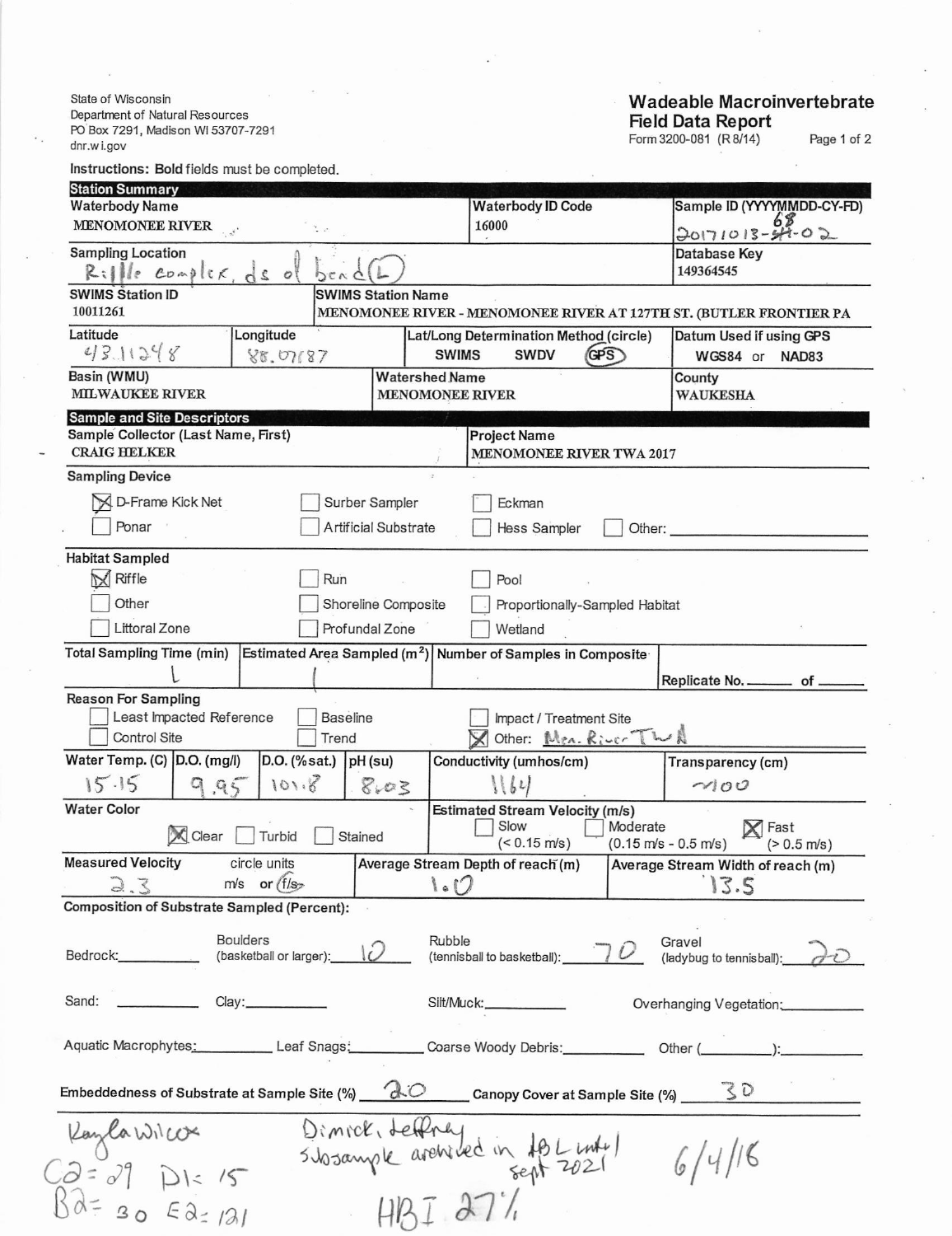State of Wisconsin
Department of Natural Resources
PO Box 7291, Madison WI 53707-7291
dnr.wi.gov

# Wadeable Macroinvertebrate Field Data Report

Form 3200-081 (R 8/14)

Instructions: **Bold** fields must be completed.

## Station Summary

| **Waterbody Name** | **Waterbody ID Code** | **Sample ID (YYYYMMDD-CY-FD)** |
|---|---|---|
| MENOMONEE RIVER | 16000 | 20171013-68-02 |

| **Sampling Location** | **Database Key** |
|---|---|
| Riffle complex, ds of bend (L) | 149364545 |

| **SWIMS Station ID** | **SWIMS Station Name** |
|---|---|
| 10011261 | MENOMONEE RIVER - MENOMONEE RIVER AT 127TH ST. (BUTLER FRONTIER PA |

| **Latitude** | **Longitude** | **Lat/Long Determination Method (circle)** | **Datum Used if using GPS** |
|---|---|---|---|
| 43.11248 | 88.07187 | SWIMS SWDV (GPS) | WGS84 or NAD83 |

| **Basin (WMU)** | **Watershed Name** | **County** |
|---|---|---|
| MILWAUKEE RIVER | MENOMONEE RIVER | WAUKESHA |

## Sample and Site Descriptors

| **Sample Collector (Last Name, First)** | **Project Name** |
|---|---|
| CRAIG HELKER | MENOMONEE RIVER TWA 2017 |

**Sampling Device**

- [x] D-Frame Kick Net
- [ ] Surber Sampler
- [ ] Eckman
- [ ] Ponar
- [ ] Artificial Substrate
- [ ] Hess Sampler
- [ ] Other: ______

**Habitat Sampled**

- [x] Riffle
- [ ] Run
- [ ] Pool
- [ ] Other
- [ ] Shoreline Composite
- [ ] Proportionally-Sampled Habitat
- [ ] Littoral Zone
- [ ] Profundal Zone
- [ ] Wetland

| **Total Sampling Time (min)** | **Estimated Area Sampled (m²)** | **Number of Samples in Composite** | Replicate No. ___ of ___ |
|---|---|---|---|
| 1 | 1 | | |

**Reason For Sampling**

- [ ] Least Impacted Reference
- [ ] Baseline
- [ ] Impact / Treatment Site
- [ ] Control Site
- [ ] Trend
- [x] Other: Men. River TWA

| **Water Temp. (C)** | **D.O. (mg/l)** | **D.O. (%sat.)** | **pH (su)** | **Conductivity (umhos/cm)** | **Transparency (cm)** |
|---|---|---|---|---|---|
| 15.15 | 9.95 | 101.8 | 8.03 | 1164 | ~100 |

**Water Color**

- [x] Clear
- [ ] Turbid
- [ ] Stained

**Estimated Stream Velocity (m/s)**

- [ ] Slow (< 0.15 m/s)
- [ ] Moderate (0.15 m/s - 0.5 m/s)
- [x] Fast (> 0.5 m/s)

| **Measured Velocity** | circle units | **Average Stream Depth of reach (m)** | **Average Stream Width of reach (m)** |
|---|---|---|---|
| 2.3 | m/s or (f/s) | 1.0 | 13.5 |

**Composition of Substrate Sampled (Percent):**

Bedrock: ______ Boulders (basketball or larger): 10 Rubble (tennisball to basketball): 70 Gravel (ladybug to tennisball): 20

Sand: ______ Clay: ______ Silt/Muck: ______ Overhanging Vegetation: ______

Aquatic Macrophytes: ______ Leaf Snags: ______ Coarse Woody Debris: ______ Other (______): ______

**Embeddedness of Substrate at Sample Site (%)** 20 **Canopy Cover at Sample Site (%)** 30

Kayla Wilcox
C2 = 29 D1 = 15
B2 = 30 E2 = 121

Dimick, Jeffrey
Subsample archived in ABL until Sept 2021
HBI 27%

6/4/18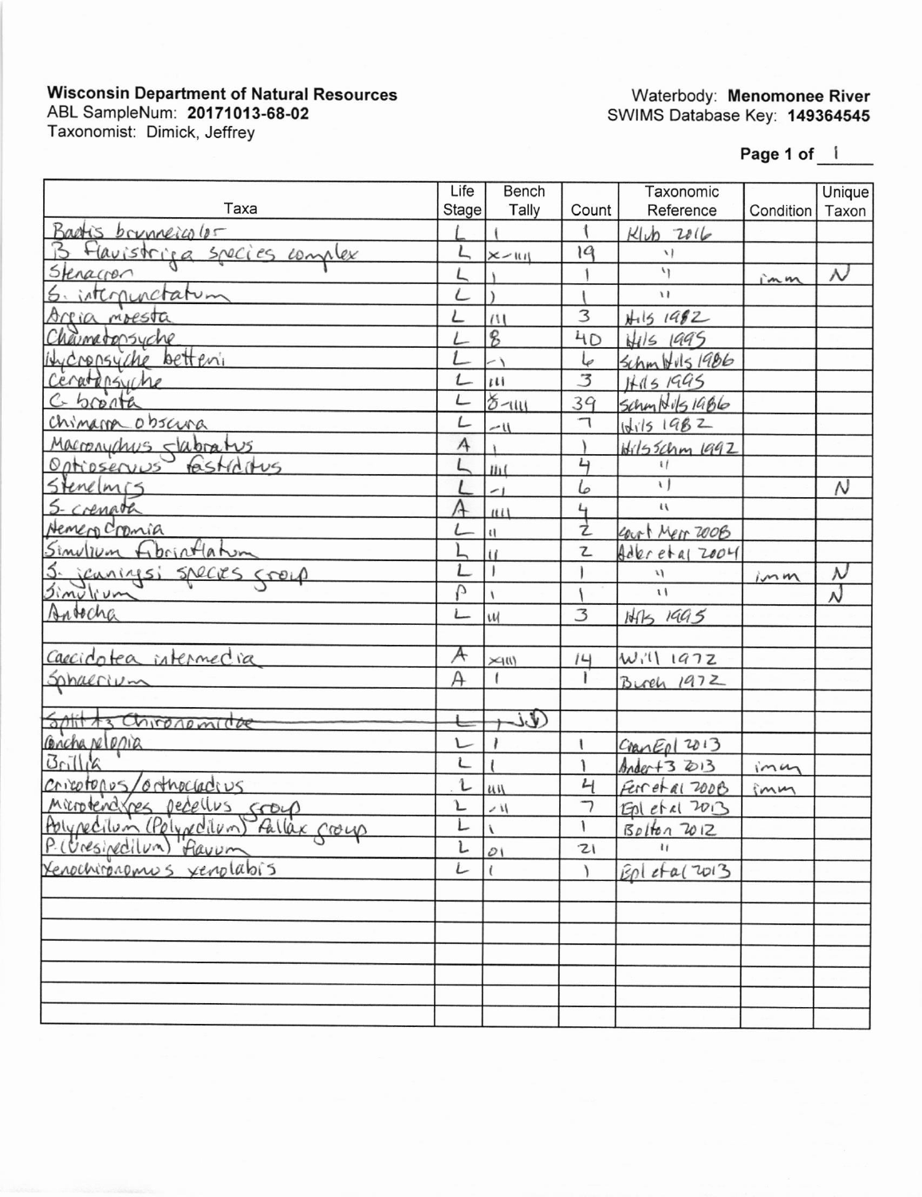**Wisconsin Department of Natural Resources**
ABL SampleNum: **20171013-68-02**
Taxonomist: Dimick, Jeffrey

Waterbody: **Menomonee River**
SWIMS Database Key: **149364545**

**Page 1 of** 1

| Taxa | Life Stage | Bench Tally | Count | Taxonomic Reference | Condition | Unique Taxon |
|---|---|---|---|---|---|---|
| Baetis brunneicolor | L | I | 1 | Klub 2016 | | |
| B. flavistriga species complex | L | X-IIII | 19 | " | | |
| Stenacron | L | I | 1 | " | imm | N |
| S. interpunctatum | L | I | 1 | " | | |
| Argia moesta | L | III | 3 | Hils 1982 | | |
| Cheumatopsyche | L | 8 | 40 | Hils 1995 | | |
| Hydropsyche betteni | L | -I | 6 | Schm Hils 1986 | | |
| Ceratopsyche | L | III | 3 | Hils 1995 | | |
| C. bronta | L | 8-IIII | 39 | Schm Hils 1986 | | |
| Chimarra obscura | L | -II | 7 | Hils 1982 | | |
| Macronychus glabratus | A | I | 1 | Hils Schm 1992 | | |
| Optioservus fastiditus | L | IIII | 4 | " | | |
| Stenelmis | L | -I | 6 | " | | N |
| S. crenata | A | IIII | 4 | " | | |
| Nemerocromia | L | II | 2 | Court Merr 2008 | | |
| Simulium fibrinflatum | L | II | 2 | Adler et al 2004 | | |
| S. jenningsi species group | L | I | 1 | " | imm | N |
| Simulium | P | I | 1 | " | | N |
| Antocha | L | III | 3 | Hils 1995 | | |
| | | | | | | |
| Caecidotea intermedia | A | X IIII | 14 | Will 1972 | | |
| Sphaerium | A | I | 1 | Burch 1972 | | |
| | | | | | | |
| ~~Split 1/3 Chironomidae~~ | ~~L~~ | ~~-I~~ J.D. | | | | |
| Conchapelopia | L | I | 1 | Cran Epl 2013 | | |
| Brillia | L | I | 1 | Ander+3 2013 | imm | |
| Cricotopus/orthocladius | L | IIII | 4 | Ferr et al 2008 | imm | |
| Microtendipes pedellus group | L | -II | 7 | Epl et al 2013 | | |
| Polypedilum (Polypedilum) fallax group | L | I | 1 | Bolton 2012 | | |
| P. (Uresipedilum) flavum | L | 01 | 21 | " | | |
| Xenochironomus xenolabis | L | I | 1 | Epl et al 2013 | | |